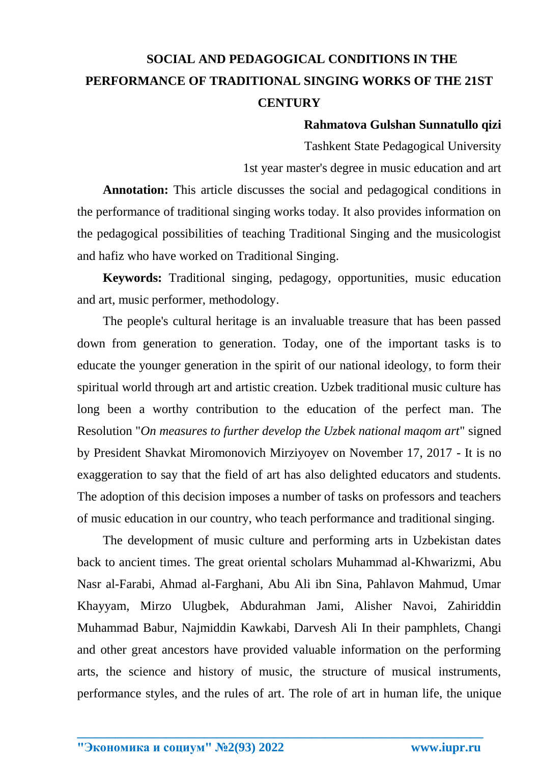# SOCIAL AND PEDAGOGICAL CONDITIONS IN THE PERFORMANCE OF TRADITIONAL SINGING WORKS OF THE 21ST CENTURY

**Rahmatova Gulshan Sunnatullo qizi**

Tashkent State Pedagogical University

1st year master's degree in music education and art

**Annotation:** This article discusses the social and pedagogical conditions in the performance of traditional singing works today. It also provides information on the pedagogical possibilities of teaching Traditional Singing and the musicologist and hafiz who have worked on Traditional Singing.

**Keywords:** Traditional singing, pedagogy, opportunities, music education and art, music performer, methodology.

The people's cultural heritage is an invaluable treasure that has been passed down from generation to generation. Today, one of the important tasks is to educate the younger generation in the spirit of our national ideology, to form their spiritual world through art and artistic creation. Uzbek traditional music culture has long been a worthy contribution to the education of the perfect man. The Resolution "*On measures to further develop the Uzbek national maqom art*" signed by President Shavkat Miromonovich Mirziyoyev on November 17, 2017 - It is no exaggeration to say that the field of art has also delighted educators and students. The adoption of this decision imposes a number of tasks on professors and teachers of music education in our country, who teach performance and traditional singing.

The development of music culture and performing arts in Uzbekistan dates back to ancient times. The great oriental scholars Muhammad al-Khwarizmi, Abu Nasr al-Farabi, Ahmad al-Farghani, Abu Ali ibn Sina, Pahlavon Mahmud, Umar Khayyam, Mirzo Ulugbek, Abdurahman Jami, Alisher Navoi, Zahiriddin Muhammad Babur, Najmiddin Kawkabi, Darvesh Ali In their pamphlets, Changi and other great ancestors have provided valuable information on the performing arts, the science and history of music, the structure of musical instruments, performance styles, and the rules of art. The role of art in human life, the unique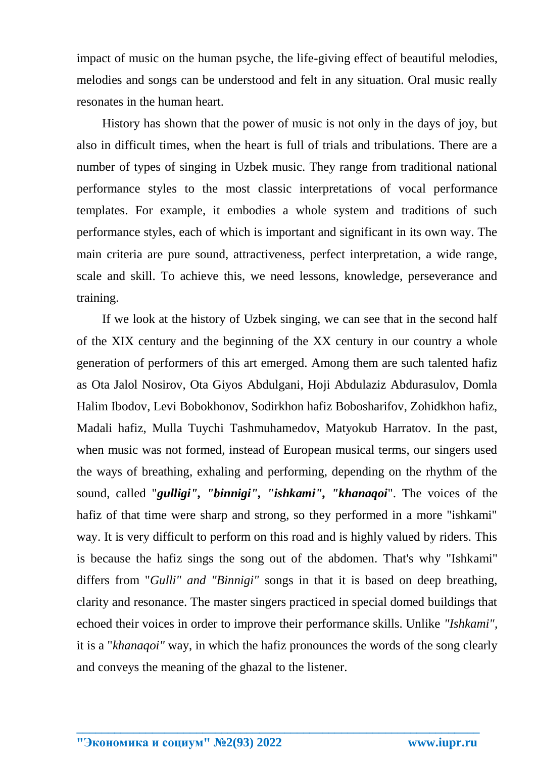impact of music on the human psyche, the life-giving effect of beautiful melodies, melodies and songs can be understood and felt in any situation. Oral music really resonates in the human heart.

History has shown that the power of music is not only in the days of joy, but also in difficult times, when the heart is full of trials and tribulations. There are a number of types of singing in Uzbek music. They range from traditional national performance styles to the most classic interpretations of vocal performance templates. For example, it embodies a whole system and traditions of such performance styles, each of which is important and significant in its own way. The main criteria are pure sound, attractiveness, perfect interpretation, a wide range, scale and skill. To achieve this, we need lessons, knowledge, perseverance and training.

If we look at the history of Uzbek singing, we can see that in the second half of the XIX century and the beginning of the XX century in our country a whole generation of performers of this art emerged. Among them are such talented hafiz as Ota Jalol Nosirov, Ota Giyos Abdulgani, Hoji Abdulaziz Abdurasulov, Domla Halim Ibodov, Levi Bobokhonov, Sodirkhon hafiz Bobosharifov, Zohidkhon hafiz, Madali hafiz, Mulla Tuychi Tashmuhamedov, Matyokub Harratov. In the past, when music was not formed, instead of European musical terms, our singers used the ways of breathing, exhaling and performing, depending on the rhythm of the sound, called "***gulligi", "binnigi", "ishkami", "khanaqoi***". The voices of the hafiz of that time were sharp and strong, so they performed in a more "ishkami" way. It is very difficult to perform on this road and is highly valued by riders. This is because the hafiz sings the song out of the abdomen. That's why "Ishkami" differs from "*Gulli" and "Binnigi"* songs in that it is based on deep breathing, clarity and resonance. The master singers practiced in special domed buildings that echoed their voices in order to improve their performance skills. Unlike *"Ishkami"*, it is a "*khanaqoi"* way, in which the hafiz pronounces the words of the song clearly and conveys the meaning of the ghazal to the listener.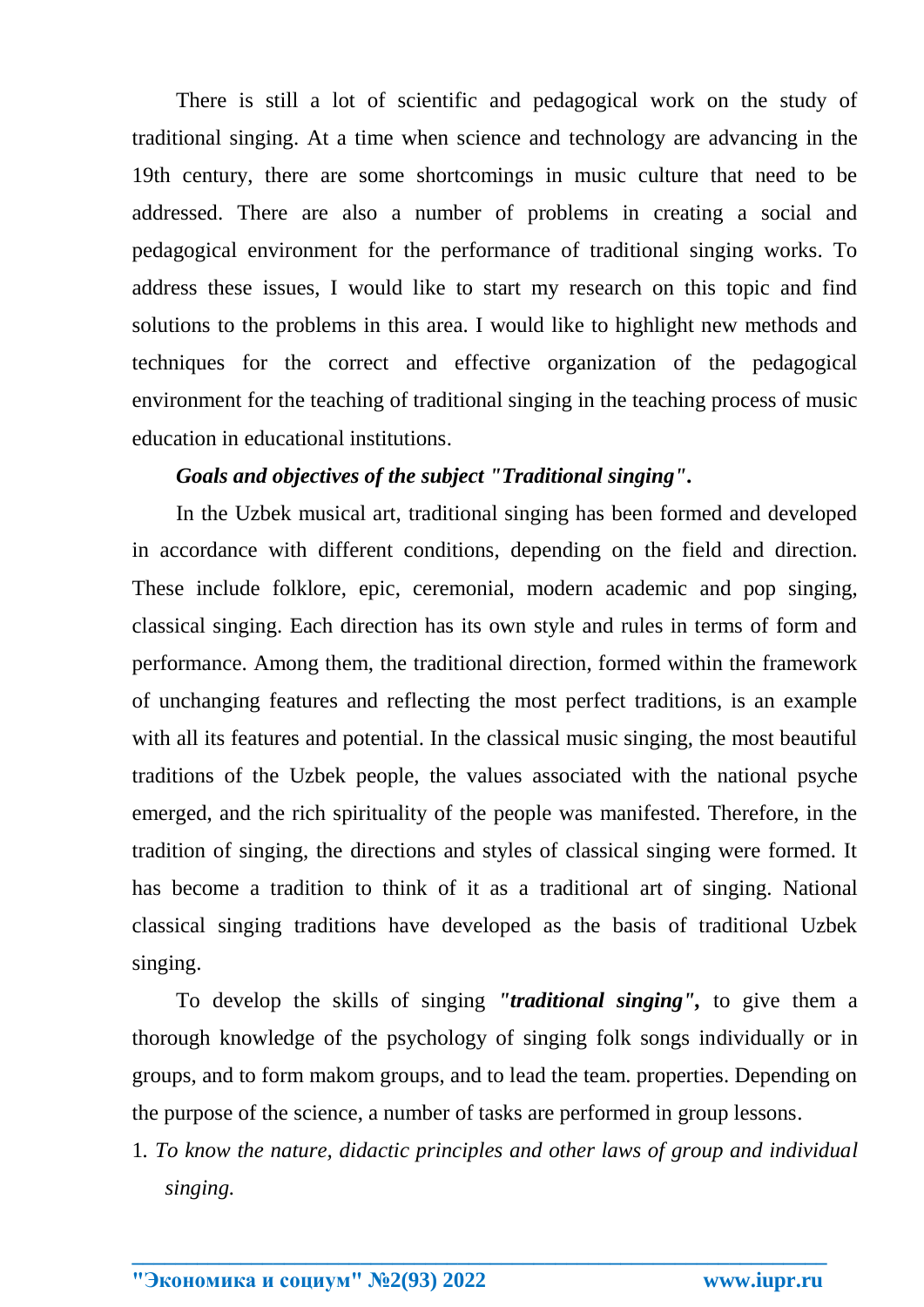There is still a lot of scientific and pedagogical work on the study of traditional singing. At a time when science and technology are advancing in the 19th century, there are some shortcomings in music culture that need to be addressed. There are also a number of problems in creating a social and pedagogical environment for the performance of traditional singing works. To address these issues, I would like to start my research on this topic and find solutions to the problems in this area. I would like to highlight new methods and techniques for the correct and effective organization of the pedagogical environment for the teaching of traditional singing in the teaching process of music education in educational institutions.

***Goals and objectives of the subject "Traditional singing".***

In the Uzbek musical art, traditional singing has been formed and developed in accordance with different conditions, depending on the field and direction. These include folklore, epic, ceremonial, modern academic and pop singing, classical singing. Each direction has its own style and rules in terms of form and performance. Among them, the traditional direction, formed within the framework of unchanging features and reflecting the most perfect traditions, is an example with all its features and potential. In the classical music singing, the most beautiful traditions of the Uzbek people, the values associated with the national psyche emerged, and the rich spirituality of the people was manifested. Therefore, in the tradition of singing, the directions and styles of classical singing were formed. It has become a tradition to think of it as a traditional art of singing. National classical singing traditions have developed as the basis of traditional Uzbek singing.

To develop the skills of singing ***"traditional singing"***, to give them a thorough knowledge of the psychology of singing folk songs individually or in groups, and to form makom groups, and to lead the team. properties. Depending on the purpose of the science, a number of tasks are performed in group lessons.

1. *To know the nature, didactic principles and other laws of group and individual singing.*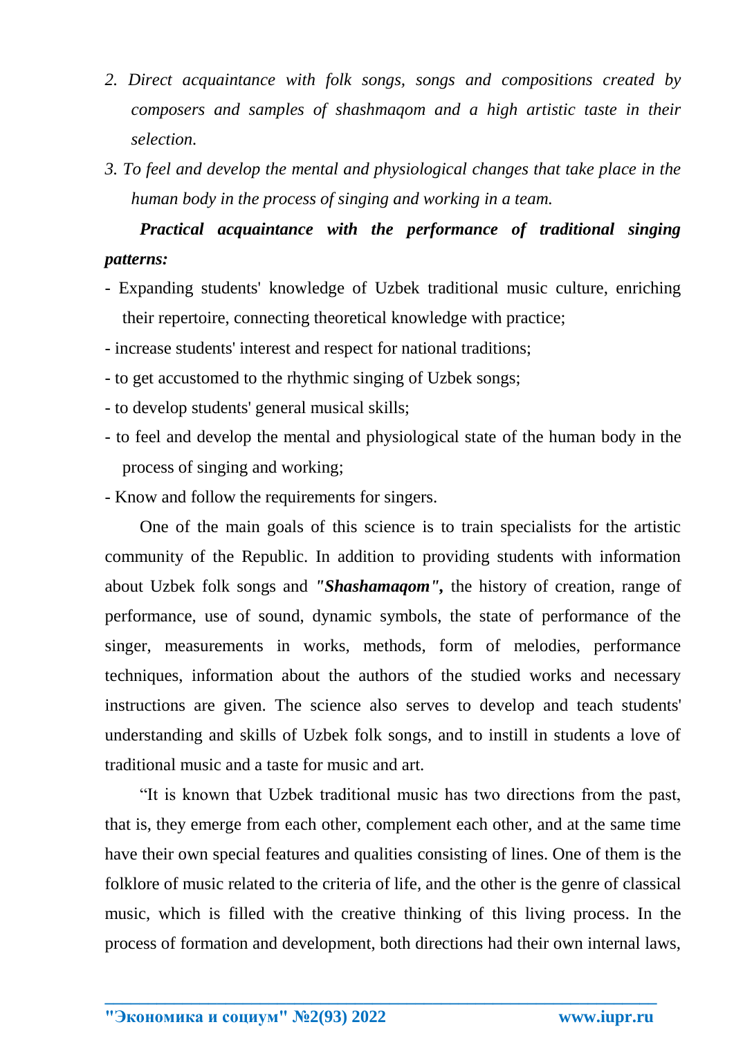2. *Direct acquaintance with folk songs, songs and compositions created by composers and samples of shashmaqom and a high artistic taste in their selection.*
3. *To feel and develop the mental and physiological changes that take place in the human body in the process of singing and working in a team.*

***Practical acquaintance with the performance of traditional singing patterns:***

- Expanding students' knowledge of Uzbek traditional music culture, enriching their repertoire, connecting theoretical knowledge with practice;
- increase students' interest and respect for national traditions;
- to get accustomed to the rhythmic singing of Uzbek songs;
- to develop students' general musical skills;
- to feel and develop the mental and physiological state of the human body in the process of singing and working;
- Know and follow the requirements for singers.

One of the main goals of this science is to train specialists for the artistic community of the Republic. In addition to providing students with information about Uzbek folk songs and ***"Shashamaqom",*** the history of creation, range of performance, use of sound, dynamic symbols, the state of performance of the singer, measurements in works, methods, form of melodies, performance techniques, information about the authors of the studied works and necessary instructions are given. The science also serves to develop and teach students' understanding and skills of Uzbek folk songs, and to instill in students a love of traditional music and a taste for music and art.

"It is known that Uzbek traditional music has two directions from the past, that is, they emerge from each other, complement each other, and at the same time have their own special features and qualities consisting of lines. One of them is the folklore of music related to the criteria of life, and the other is the genre of classical music, which is filled with the creative thinking of this living process. In the process of formation and development, both directions had their own internal laws,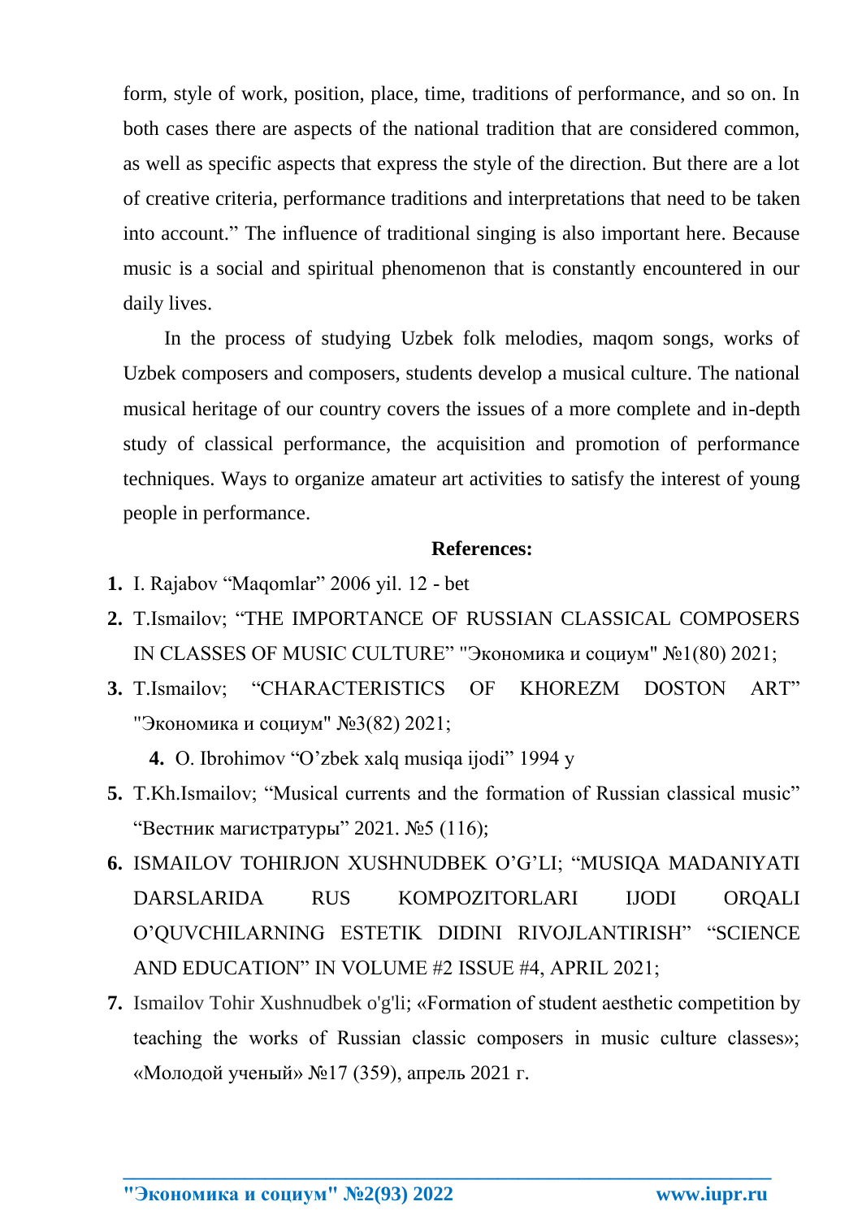form, style of work, position, place, time, traditions of performance, and so on. In both cases there are aspects of the national tradition that are considered common, as well as specific aspects that express the style of the direction. But there are a lot of creative criteria, performance traditions and interpretations that need to be taken into account." The influence of traditional singing is also important here. Because music is a social and spiritual phenomenon that is constantly encountered in our daily lives.

In the process of studying Uzbek folk melodies, maqom songs, works of Uzbek composers and composers, students develop a musical culture. The national musical heritage of our country covers the issues of a more complete and in-depth study of classical performance, the acquisition and promotion of performance techniques. Ways to organize amateur art activities to satisfy the interest of young people in performance.

**References:**

1. I. Rajabov "Maqomlar" 2006 yil. 12 - bet
2. T.Ismailov; "THE IMPORTANCE OF RUSSIAN CLASSICAL COMPOSERS IN CLASSES OF MUSIC CULTURE" "Экономика и социум" №1(80) 2021;
3. T.Ismailov; "CHARACTERISTICS OF KHOREZM DOSTON ART" "Экономика и социум" №3(82) 2021;
4. O. Ibrohimov "O'zbek xalq musiqa ijodi" 1994 y
5. T.Kh.Ismailov; "Musical currents and the formation of Russian classical music" "Вестник магистратуры" 2021. №5 (116);
6. ISMAILOV TOHIRJON XUSHNUDBEK O'G'LI; "MUSIQA MADANIYATI DARSLARIDA RUS KOMPOZITORLARI IJODI ORQALI O'QUVCHILARNING ESTETIK DIDINI RIVOJLANTIRISH" "SCIENCE AND EDUCATION" IN VOLUME #2 ISSUE #4, APRIL 2021;
7. Ismailov Tohir Xushnudbek o'g'li; «Formation of student aesthetic competition by teaching the works of Russian classic composers in music culture classes»; «Молодой ученый» №17 (359), апрель 2021 г.